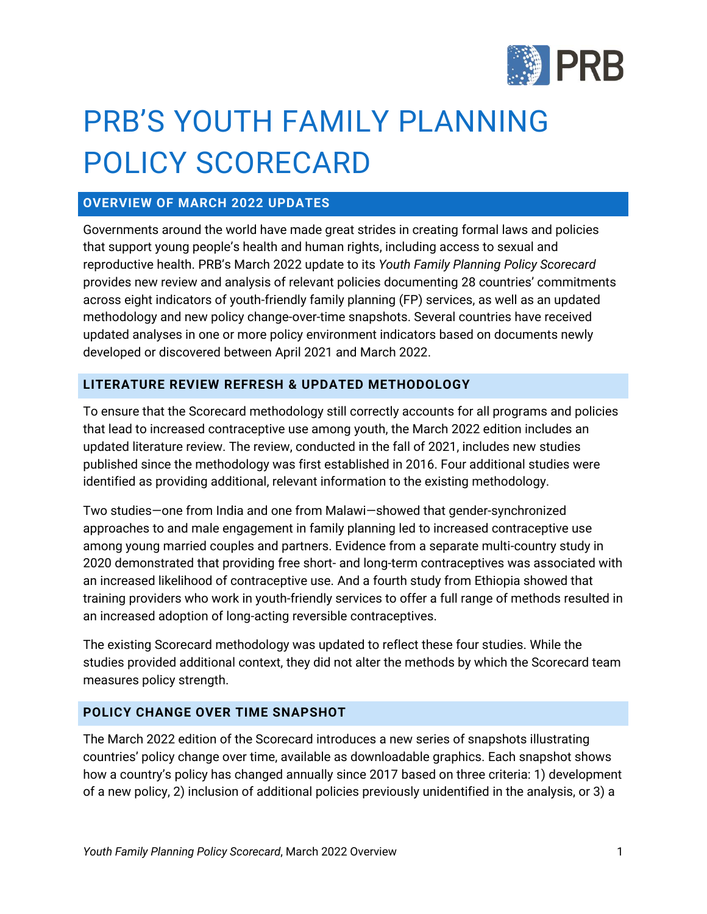// PRB logo omitted

# PRB'S YOUTH FAMILY PLANNING POLICY SCORECARD

## OVERVIEW OF MARCH 2022 UPDATES

Governments around the world have made great strides in creating formal laws and policies that support young people's health and human rights, including access to sexual and reproductive health. PRB's March 2022 update to its *Youth Family Planning Policy Scorecard* provides new review and analysis of relevant policies documenting 28 countries' commitments across eight indicators of youth-friendly family planning (FP) services, as well as an updated methodology and new policy change-over-time snapshots. Several countries have received updated analyses in one or more policy environment indicators based on documents newly developed or discovered between April 2021 and March 2022.

### LITERATURE REVIEW REFRESH & UPDATED METHODOLOGY

To ensure that the Scorecard methodology still correctly accounts for all programs and policies that lead to increased contraceptive use among youth, the March 2022 edition includes an updated literature review. The review, conducted in the fall of 2021, includes new studies published since the methodology was first established in 2016. Four additional studies were identified as providing additional, relevant information to the existing methodology.

Two studies—one from India and one from Malawi—showed that gender-synchronized approaches to and male engagement in family planning led to increased contraceptive use among young married couples and partners. Evidence from a separate multi-country study in 2020 demonstrated that providing free short- and long-term contraceptives was associated with an increased likelihood of contraceptive use. And a fourth study from Ethiopia showed that training providers who work in youth-friendly services to offer a full range of methods resulted in an increased adoption of long-acting reversible contraceptives.

The existing Scorecard methodology was updated to reflect these four studies. While the studies provided additional context, they did not alter the methods by which the Scorecard team measures policy strength.

### POLICY CHANGE OVER TIME SNAPSHOT

The March 2022 edition of the Scorecard introduces a new series of snapshots illustrating countries' policy change over time, available as downloadable graphics. Each snapshot shows how a country's policy has changed annually since 2017 based on three criteria: 1) development of a new policy, 2) inclusion of additional policies previously unidentified in the analysis, or 3) a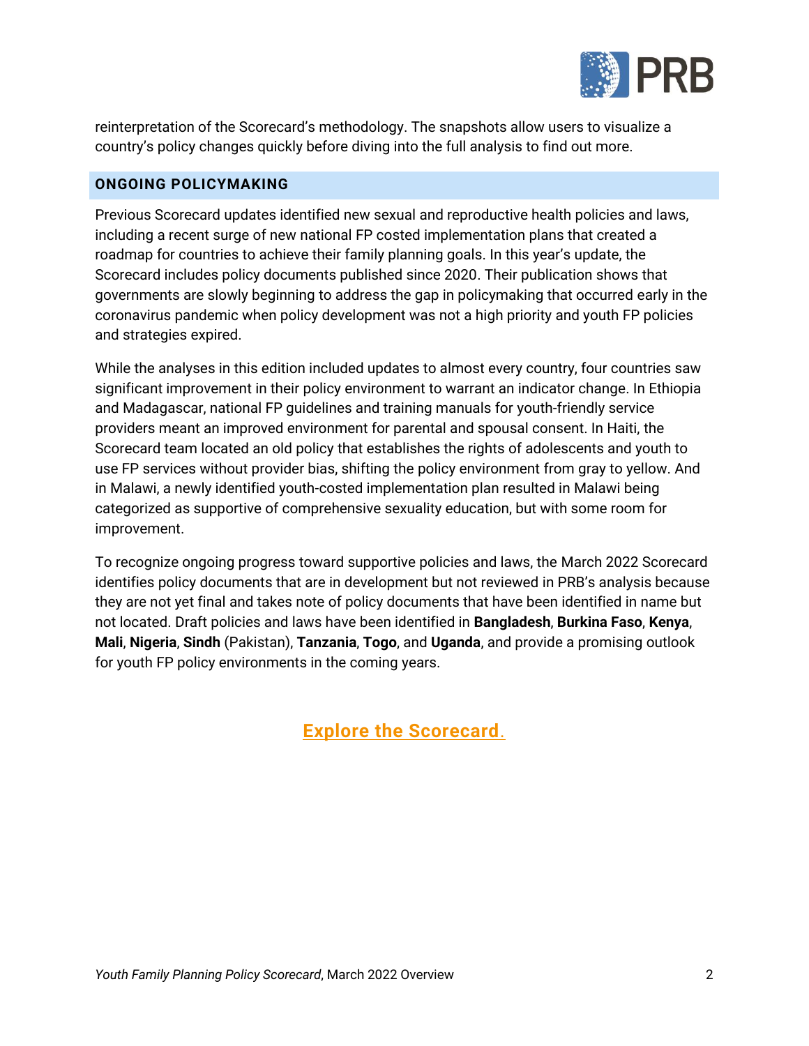reinterpretation of the Scorecard's methodology. The snapshots allow users to visualize a country's policy changes quickly before diving into the full analysis to find out more.

## ONGOING POLICYMAKING

Previous Scorecard updates identified new sexual and reproductive health policies and laws, including a recent surge of new national FP costed implementation plans that created a roadmap for countries to achieve their family planning goals. In this year's update, the Scorecard includes policy documents published since 2020. Their publication shows that governments are slowly beginning to address the gap in policymaking that occurred early in the coronavirus pandemic when policy development was not a high priority and youth FP policies and strategies expired.

While the analyses in this edition included updates to almost every country, four countries saw significant improvement in their policy environment to warrant an indicator change. In Ethiopia and Madagascar, national FP guidelines and training manuals for youth-friendly service providers meant an improved environment for parental and spousal consent. In Haiti, the Scorecard team located an old policy that establishes the rights of adolescents and youth to use FP services without provider bias, shifting the policy environment from gray to yellow. And in Malawi, a newly identified youth-costed implementation plan resulted in Malawi being categorized as supportive of comprehensive sexuality education, but with some room for improvement.

To recognize ongoing progress toward supportive policies and laws, the March 2022 Scorecard identifies policy documents that are in development but not reviewed in PRB's analysis because they are not yet final and takes note of policy documents that have been identified in name but not located. Draft policies and laws have been identified in **Bangladesh**, **Burkina Faso**, **Kenya**, **Mali**, **Nigeria**, **Sindh** (Pakistan), **Tanzania**, **Togo**, and **Uganda**, and provide a promising outlook for youth FP policy environments in the coming years.

**Explore the Scorecard.**